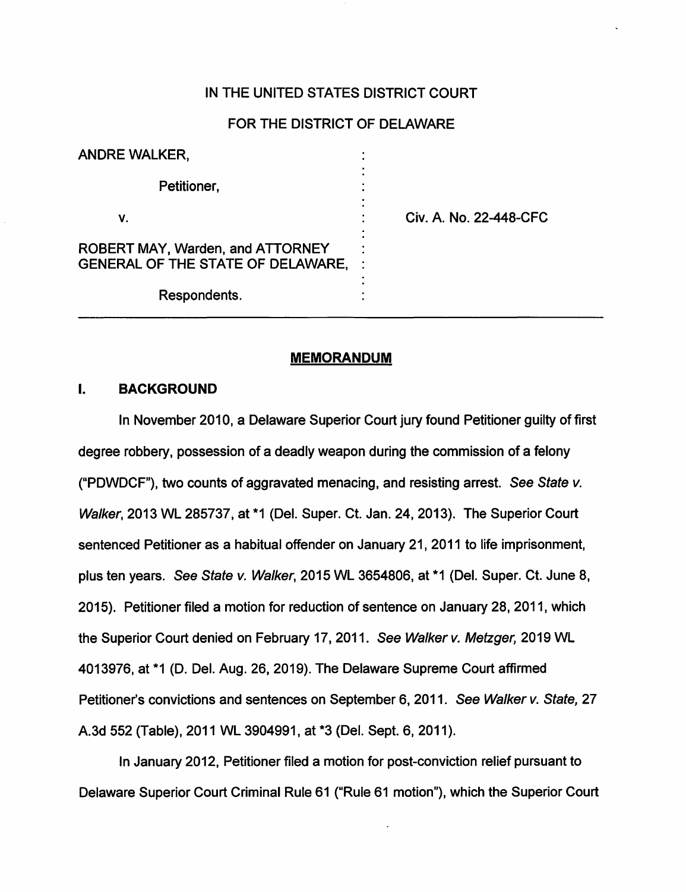IN THE UNITED STATES DISTRICT COURT

FOR THE DISTRICT OF DELAWARE

| | | |
|---|---|---|
| ANDRE WALKER, | : | |
| Petitioner, | : | |
| v. | : | Civ. A. No. 22-448-CFC |
| ROBERT MAY, Warden, and ATTORNEY GENERAL OF THE STATE OF DELAWARE, | : | |
| Respondents. | : | |

## MEMORANDUM

### I. BACKGROUND

In November 2010, a Delaware Superior Court jury found Petitioner guilty of first degree robbery, possession of a deadly weapon during the commission of a felony ("PDWDCF"), two counts of aggravated menacing, and resisting arrest. *See State v. Walker*, 2013 WL 285737, at *1 (Del. Super. Ct. Jan. 24, 2013). The Superior Court sentenced Petitioner as a habitual offender on January 21, 2011 to life imprisonment, plus ten years. *See State v. Walker*, 2015 WL 3654806, at *1 (Del. Super. Ct. June 8, 2015). Petitioner filed a motion for reduction of sentence on January 28, 2011, which the Superior Court denied on February 17, 2011. *See Walker v. Metzger*, 2019 WL 4013976, at *1 (D. Del. Aug. 26, 2019). The Delaware Supreme Court affirmed Petitioner's convictions and sentences on September 6, 2011. *See Walker v. State*, 27 A.3d 552 (Table), 2011 WL 3904991, at *3 (Del. Sept. 6, 2011).

In January 2012, Petitioner filed a motion for post-conviction relief pursuant to Delaware Superior Court Criminal Rule 61 ("Rule 61 motion"), which the Superior Court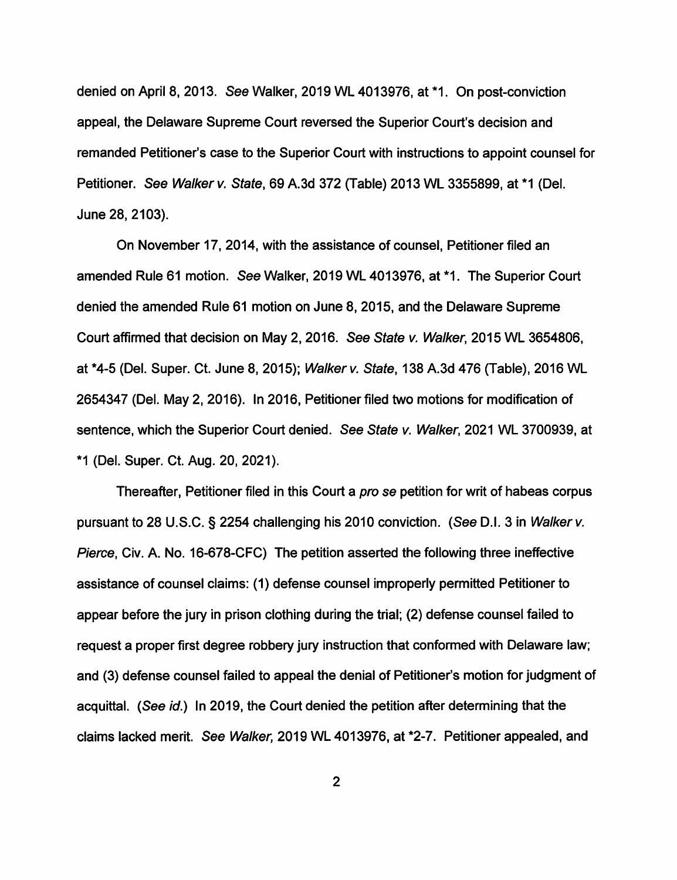denied on April 8, 2013. *See* Walker, 2019 WL 4013976, at *1. On post-conviction appeal, the Delaware Supreme Court reversed the Superior Court's decision and remanded Petitioner's case to the Superior Court with instructions to appoint counsel for Petitioner. *See Walker v. State*, 69 A.3d 372 (Table) 2013 WL 3355899, at *1 (Del. June 28, 2103).

On November 17, 2014, with the assistance of counsel, Petitioner filed an amended Rule 61 motion. *See* Walker, 2019 WL 4013976, at *1. The Superior Court denied the amended Rule 61 motion on June 8, 2015, and the Delaware Supreme Court affirmed that decision on May 2, 2016. *See State v. Walker*, 2015 WL 3654806, at *4-5 (Del. Super. Ct. June 8, 2015); *Walker v. State*, 138 A.3d 476 (Table), 2016 WL 2654347 (Del. May 2, 2016). In 2016, Petitioner filed two motions for modification of sentence, which the Superior Court denied. *See State v. Walker*, 2021 WL 3700939, at *1 (Del. Super. Ct. Aug. 20, 2021).

Thereafter, Petitioner filed in this Court a *pro se* petition for writ of habeas corpus pursuant to 28 U.S.C. § 2254 challenging his 2010 conviction. (*See* D.I. 3 in *Walker v. Pierce*, Civ. A. No. 16-678-CFC) The petition asserted the following three ineffective assistance of counsel claims: (1) defense counsel improperly permitted Petitioner to appear before the jury in prison clothing during the trial; (2) defense counsel failed to request a proper first degree robbery jury instruction that conformed with Delaware law; and (3) defense counsel failed to appeal the denial of Petitioner's motion for judgment of acquittal. (*See id.*) In 2019, the Court denied the petition after determining that the claims lacked merit. *See Walker,* 2019 WL 4013976, at *2-7. Petitioner appealed, and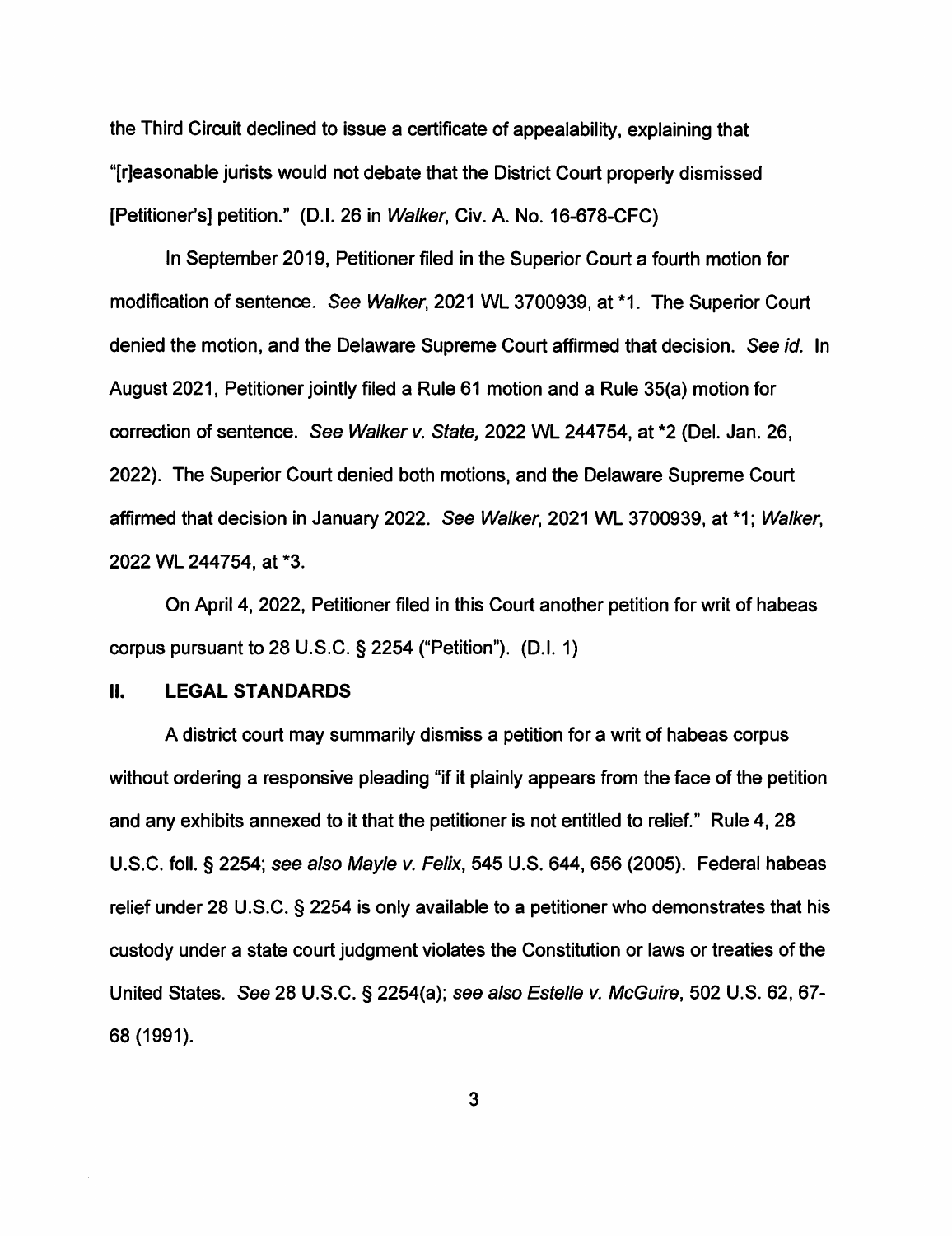the Third Circuit declined to issue a certificate of appealability, explaining that "[r]easonable jurists would not debate that the District Court properly dismissed [Petitioner's] petition." (D.I. 26 in *Walker*, Civ. A. No. 16-678-CFC)

In September 2019, Petitioner filed in the Superior Court a fourth motion for modification of sentence. *See Walker*, 2021 WL 3700939, at *1. The Superior Court denied the motion, and the Delaware Supreme Court affirmed that decision. *See id.* In August 2021, Petitioner jointly filed a Rule 61 motion and a Rule 35(a) motion for correction of sentence. *See Walker v. State,* 2022 WL 244754, at *2 (Del. Jan. 26, 2022). The Superior Court denied both motions, and the Delaware Supreme Court affirmed that decision in January 2022. *See Walker*, 2021 WL 3700939, at *1; *Walker*, 2022 WL 244754, at *3.

On April 4, 2022, Petitioner filed in this Court another petition for writ of habeas corpus pursuant to 28 U.S.C. § 2254 ("Petition"). (D.I. 1)

## II. LEGAL STANDARDS

A district court may summarily dismiss a petition for a writ of habeas corpus without ordering a responsive pleading "if it plainly appears from the face of the petition and any exhibits annexed to it that the petitioner is not entitled to relief." Rule 4, 28 U.S.C. foll. § 2254; *see also Mayle v. Felix*, 545 U.S. 644, 656 (2005). Federal habeas relief under 28 U.S.C. § 2254 is only available to a petitioner who demonstrates that his custody under a state court judgment violates the Constitution or laws or treaties of the United States. *See* 28 U.S.C. § 2254(a); *see also Estelle v. McGuire*, 502 U.S. 62, 67-68 (1991).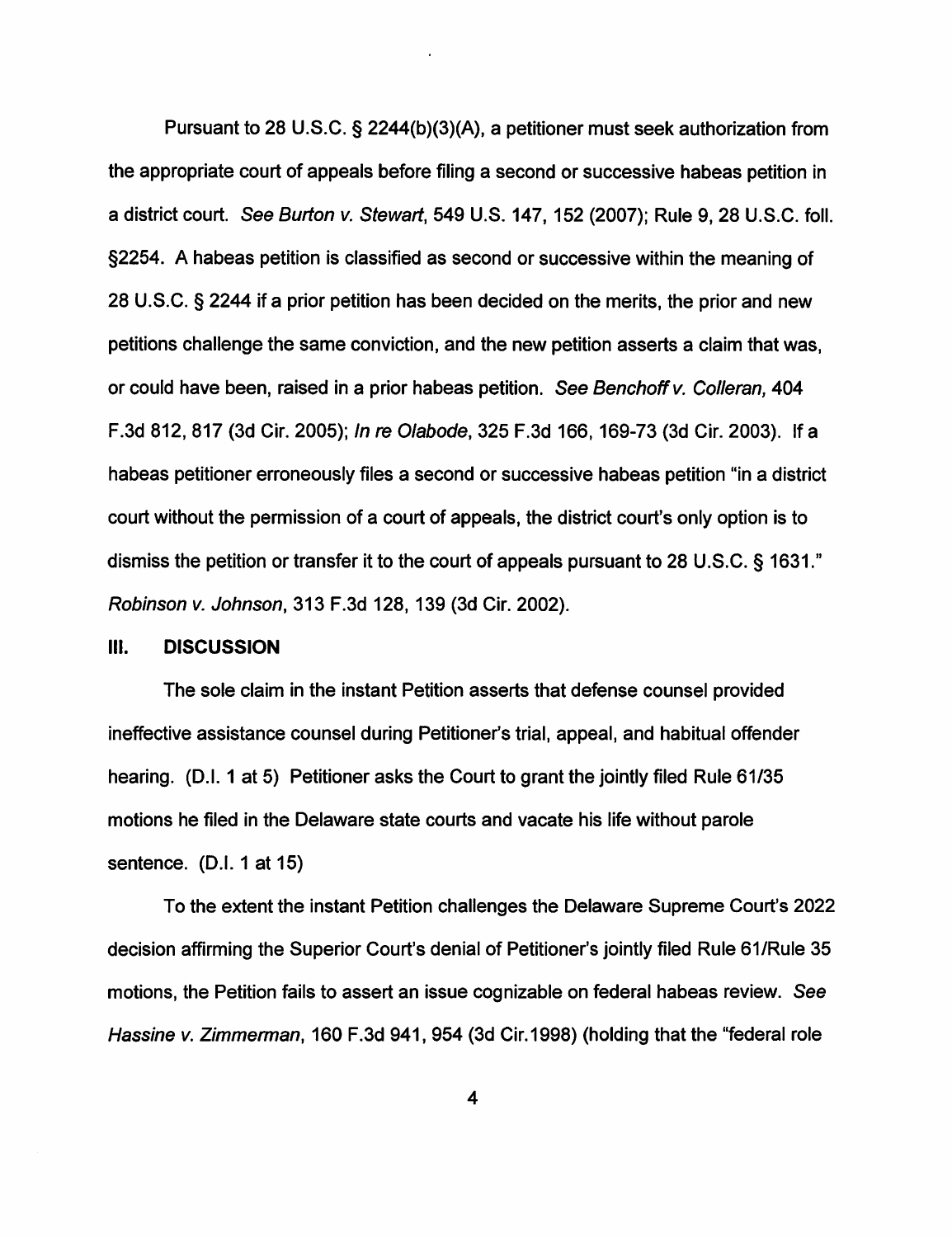Pursuant to 28 U.S.C. § 2244(b)(3)(A), a petitioner must seek authorization from the appropriate court of appeals before filing a second or successive habeas petition in a district court. *See Burton v. Stewart*, 549 U.S. 147, 152 (2007); Rule 9, 28 U.S.C. foll. §2254. A habeas petition is classified as second or successive within the meaning of 28 U.S.C. § 2244 if a prior petition has been decided on the merits, the prior and new petitions challenge the same conviction, and the new petition asserts a claim that was, or could have been, raised in a prior habeas petition. *See Benchoff v. Colleran,* 404 F.3d 812, 817 (3d Cir. 2005); *In re Olabode*, 325 F.3d 166, 169-73 (3d Cir. 2003). If a habeas petitioner erroneously files a second or successive habeas petition "in a district court without the permission of a court of appeals, the district court's only option is to dismiss the petition or transfer it to the court of appeals pursuant to 28 U.S.C. § 1631." *Robinson v. Johnson*, 313 F.3d 128, 139 (3d Cir. 2002).

## III. DISCUSSION

The sole claim in the instant Petition asserts that defense counsel provided ineffective assistance counsel during Petitioner's trial, appeal, and habitual offender hearing. (D.I. 1 at 5) Petitioner asks the Court to grant the jointly filed Rule 61/35 motions he filed in the Delaware state courts and vacate his life without parole sentence. (D.I. 1 at 15)

To the extent the instant Petition challenges the Delaware Supreme Court's 2022 decision affirming the Superior Court's denial of Petitioner's jointly filed Rule 61/Rule 35 motions, the Petition fails to assert an issue cognizable on federal habeas review. *See Hassine v. Zimmerman*, 160 F.3d 941, 954 (3d Cir.1998) (holding that the "federal role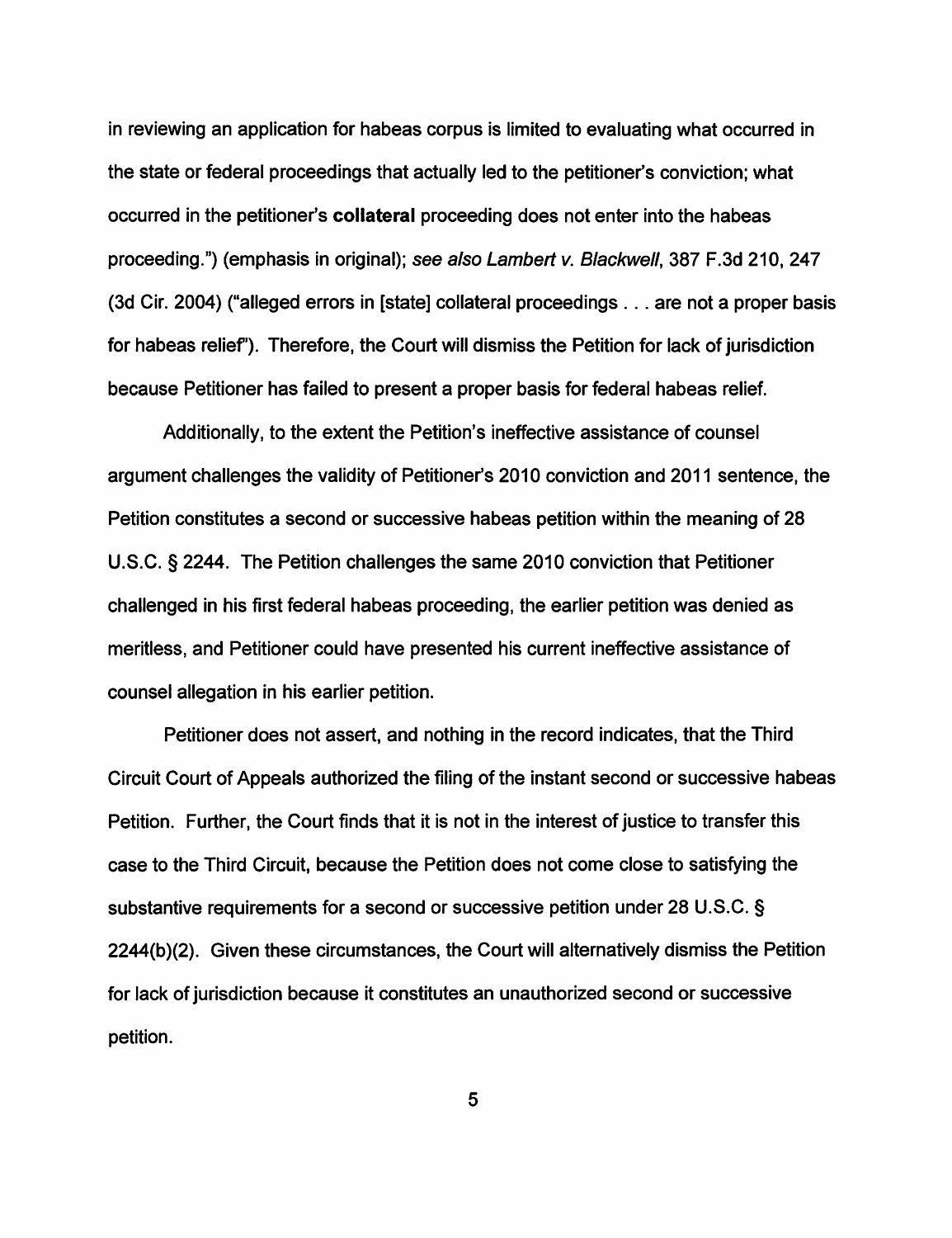in reviewing an application for habeas corpus is limited to evaluating what occurred in the state or federal proceedings that actually led to the petitioner's conviction; what occurred in the petitioner's **collateral** proceeding does not enter into the habeas proceeding.") (emphasis in original); *see also Lambert v. Blackwell*, 387 F.3d 210, 247 (3d Cir. 2004) ("alleged errors in [state] collateral proceedings . . . are not a proper basis for habeas relief"). Therefore, the Court will dismiss the Petition for lack of jurisdiction because Petitioner has failed to present a proper basis for federal habeas relief.

Additionally, to the extent the Petition's ineffective assistance of counsel argument challenges the validity of Petitioner's 2010 conviction and 2011 sentence, the Petition constitutes a second or successive habeas petition within the meaning of 28 U.S.C. § 2244. The Petition challenges the same 2010 conviction that Petitioner challenged in his first federal habeas proceeding, the earlier petition was denied as meritless, and Petitioner could have presented his current ineffective assistance of counsel allegation in his earlier petition.

Petitioner does not assert, and nothing in the record indicates, that the Third Circuit Court of Appeals authorized the filing of the instant second or successive habeas Petition. Further, the Court finds that it is not in the interest of justice to transfer this case to the Third Circuit, because the Petition does not come close to satisfying the substantive requirements for a second or successive petition under 28 U.S.C. § 2244(b)(2). Given these circumstances, the Court will alternatively dismiss the Petition for lack of jurisdiction because it constitutes an unauthorized second or successive petition.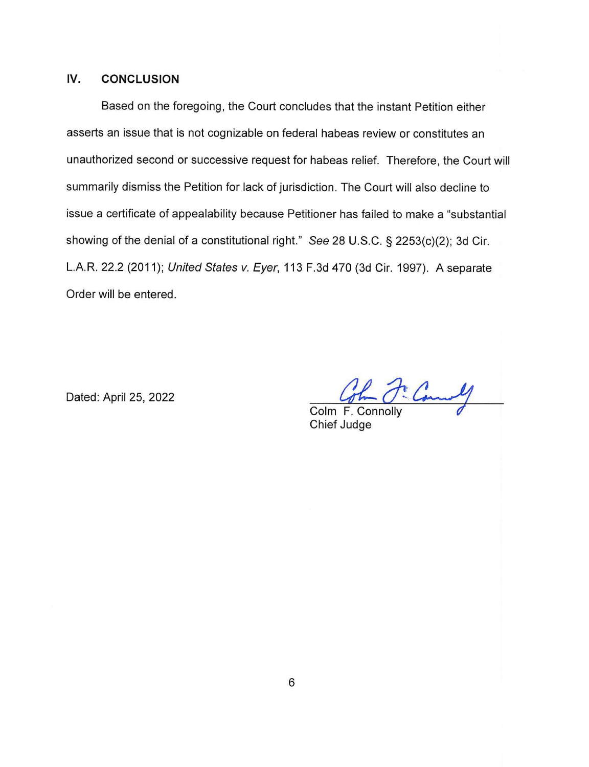## IV. CONCLUSION

Based on the foregoing, the Court concludes that the instant Petition either asserts an issue that is not cognizable on federal habeas review or constitutes an unauthorized second or successive request for habeas relief. Therefore, the Court will summarily dismiss the Petition for lack of jurisdiction. The Court will also decline to issue a certificate of appealability because Petitioner has failed to make a "substantial showing of the denial of a constitutional right." *See* 28 U.S.C. § 2253(c)(2); 3d Cir. L.A.R. 22.2 (2011); *United States v. Eyer*, 113 F.3d 470 (3d Cir. 1997). A separate Order will be entered.

Dated: April 25, 2022

Colm F. Connolly
Chief Judge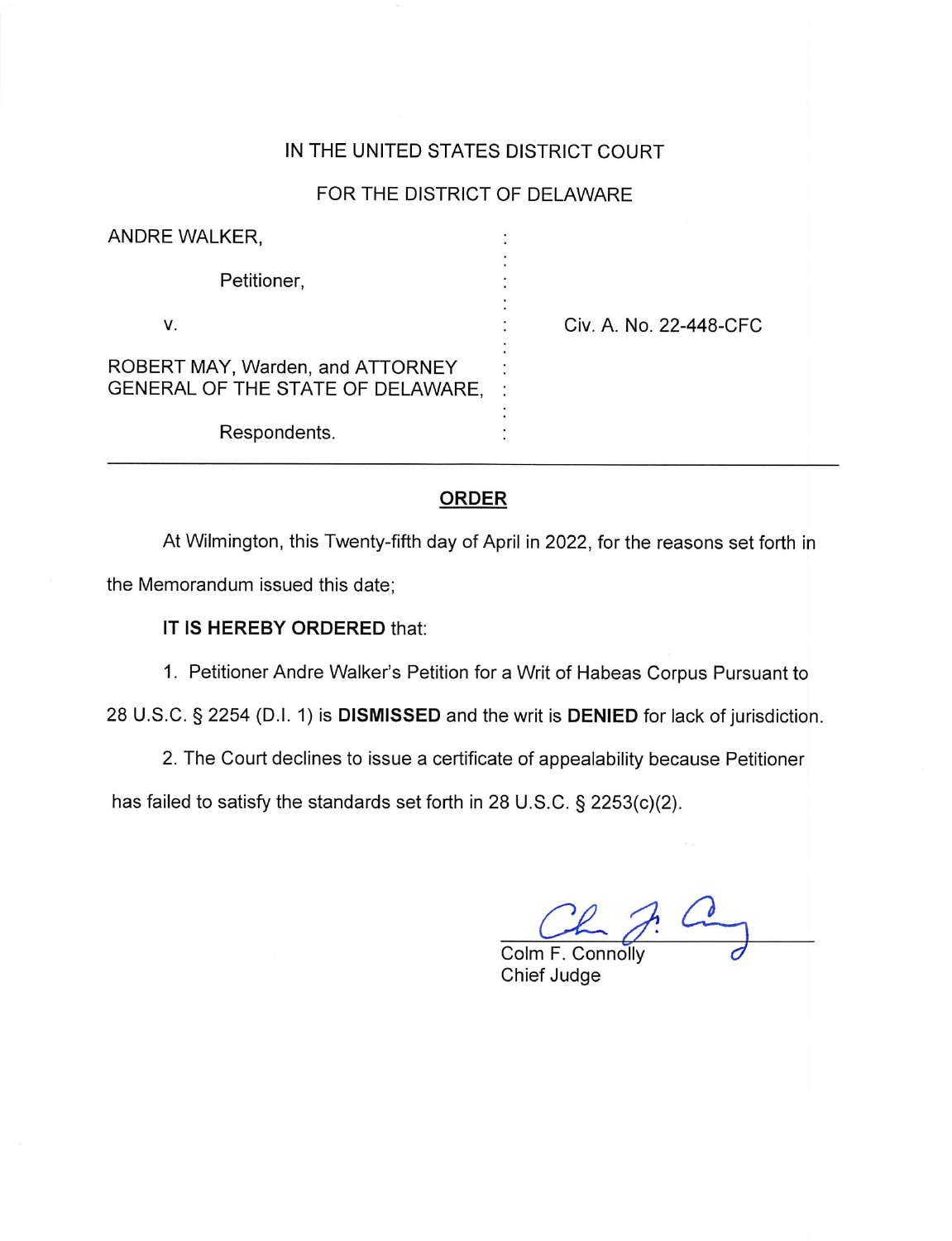IN THE UNITED STATES DISTRICT COURT

FOR THE DISTRICT OF DELAWARE

| | | |
|---|---|---|
| ANDRE WALKER, | : | |
| Petitioner, | : | |
| v. | : | Civ. A. No. 22-448-CFC |
| ROBERT MAY, Warden, and ATTORNEY GENERAL OF THE STATE OF DELAWARE, | : | |
| Respondents. | : | |

## ORDER

At Wilmington, this Twenty-fifth day of April in 2022, for the reasons set forth in the Memorandum issued this date;

**IT IS HEREBY ORDERED** that:

1. Petitioner Andre Walker's Petition for a Writ of Habeas Corpus Pursuant to 28 U.S.C. § 2254 (D.I. 1) is **DISMISSED** and the writ is **DENIED** for lack of jurisdiction.

2. The Court declines to issue a certificate of appealability because Petitioner has failed to satisfy the standards set forth in 28 U.S.C. § 2253(c)(2).

Colm F. Connolly
Chief Judge